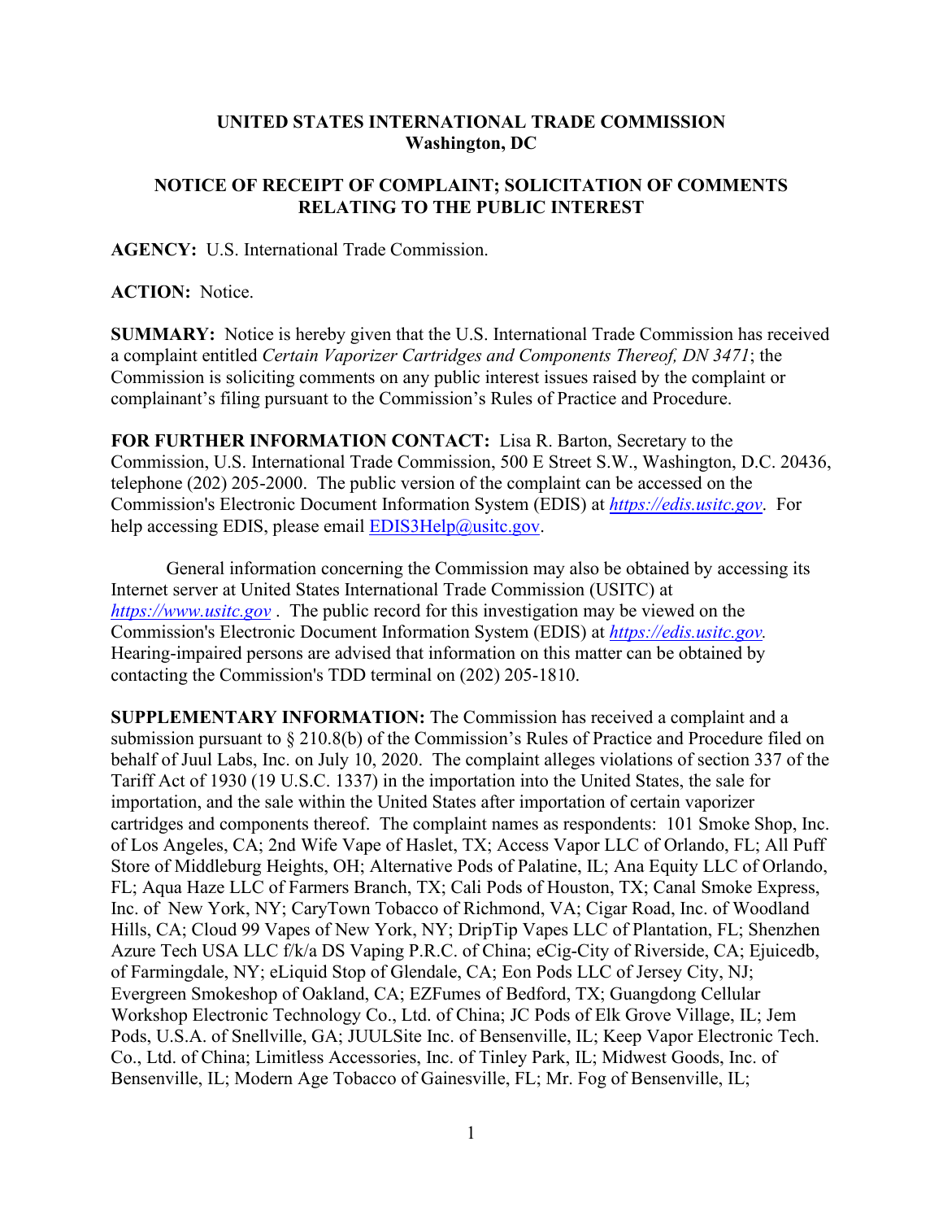**UNITED STATES INTERNATIONAL TRADE COMMISSION**
**Washington, DC**

**NOTICE OF RECEIPT OF COMPLAINT; SOLICITATION OF COMMENTS RELATING TO THE PUBLIC INTEREST**

**AGENCY:** U.S. International Trade Commission.

**ACTION:** Notice.

**SUMMARY:** Notice is hereby given that the U.S. International Trade Commission has received a complaint entitled *Certain Vaporizer Cartridges and Components Thereof, DN 3471*; the Commission is soliciting comments on any public interest issues raised by the complaint or complainant's filing pursuant to the Commission's Rules of Practice and Procedure.

**FOR FURTHER INFORMATION CONTACT:** Lisa R. Barton, Secretary to the Commission, U.S. International Trade Commission, 500 E Street S.W., Washington, D.C. 20436, telephone (202) 205-2000. The public version of the complaint can be accessed on the Commission's Electronic Document Information System (EDIS) at *https://edis.usitc.gov*. For help accessing EDIS, please email EDIS3Help@usitc.gov.

General information concerning the Commission may also be obtained by accessing its Internet server at United States International Trade Commission (USITC) at *https://www.usitc.gov* . The public record for this investigation may be viewed on the Commission's Electronic Document Information System (EDIS) at *https://edis.usitc.gov.* Hearing-impaired persons are advised that information on this matter can be obtained by contacting the Commission's TDD terminal on (202) 205-1810.

**SUPPLEMENTARY INFORMATION:** The Commission has received a complaint and a submission pursuant to § 210.8(b) of the Commission's Rules of Practice and Procedure filed on behalf of Juul Labs, Inc. on July 10, 2020. The complaint alleges violations of section 337 of the Tariff Act of 1930 (19 U.S.C. 1337) in the importation into the United States, the sale for importation, and the sale within the United States after importation of certain vaporizer cartridges and components thereof. The complaint names as respondents: 101 Smoke Shop, Inc. of Los Angeles, CA; 2nd Wife Vape of Haslet, TX; Access Vapor LLC of Orlando, FL; All Puff Store of Middleburg Heights, OH; Alternative Pods of Palatine, IL; Ana Equity LLC of Orlando, FL; Aqua Haze LLC of Farmers Branch, TX; Cali Pods of Houston, TX; Canal Smoke Express, Inc. of New York, NY; CaryTown Tobacco of Richmond, VA; Cigar Road, Inc. of Woodland Hills, CA; Cloud 99 Vapes of New York, NY; DripTip Vapes LLC of Plantation, FL; Shenzhen Azure Tech USA LLC f/k/a DS Vaping P.R.C. of China; eCig-City of Riverside, CA; Ejuicedb, of Farmingdale, NY; eLiquid Stop of Glendale, CA; Eon Pods LLC of Jersey City, NJ; Evergreen Smokeshop of Oakland, CA; EZFumes of Bedford, TX; Guangdong Cellular Workshop Electronic Technology Co., Ltd. of China; JC Pods of Elk Grove Village, IL; Jem Pods, U.S.A. of Snellville, GA; JUULSite Inc. of Bensenville, IL; Keep Vapor Electronic Tech. Co., Ltd. of China; Limitless Accessories, Inc. of Tinley Park, IL; Midwest Goods, Inc. of Bensenville, IL; Modern Age Tobacco of Gainesville, FL; Mr. Fog of Bensenville, IL;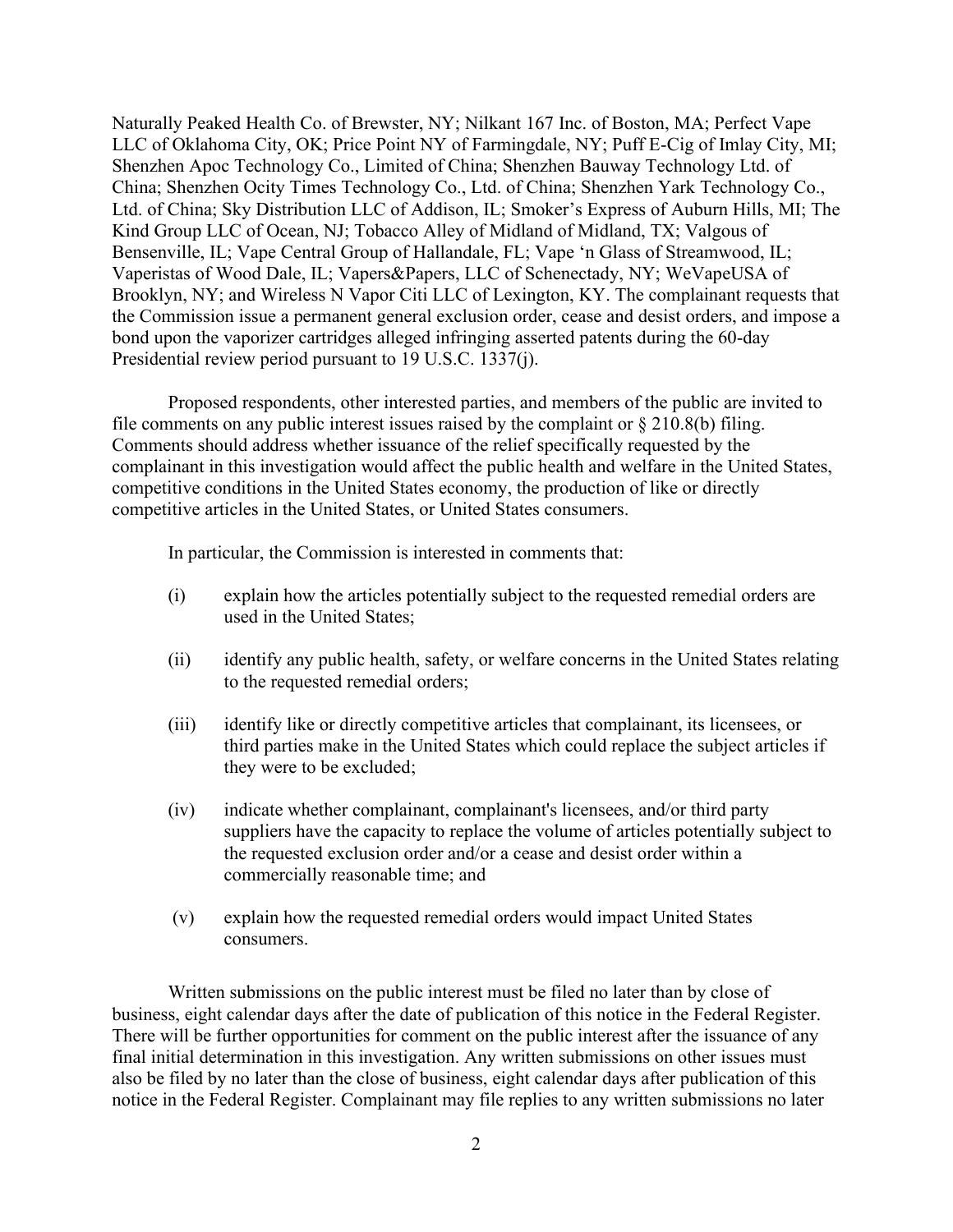Naturally Peaked Health Co. of Brewster, NY; Nilkant 167 Inc. of Boston, MA; Perfect Vape LLC of Oklahoma City, OK; Price Point NY of Farmingdale, NY; Puff E-Cig of Imlay City, MI; Shenzhen Apoc Technology Co., Limited of China; Shenzhen Bauway Technology Ltd. of China; Shenzhen Ocity Times Technology Co., Ltd. of China; Shenzhen Yark Technology Co., Ltd. of China; Sky Distribution LLC of Addison, IL; Smoker's Express of Auburn Hills, MI; The Kind Group LLC of Ocean, NJ; Tobacco Alley of Midland of Midland, TX; Valgous of Bensenville, IL; Vape Central Group of Hallandale, FL; Vape 'n Glass of Streamwood, IL; Vaperistas of Wood Dale, IL; Vapers&Papers, LLC of Schenectady, NY; WeVapeUSA of Brooklyn, NY; and Wireless N Vapor Citi LLC of Lexington, KY. The complainant requests that the Commission issue a permanent general exclusion order, cease and desist orders, and impose a bond upon the vaporizer cartridges alleged infringing asserted patents during the 60-day Presidential review period pursuant to 19 U.S.C. 1337(j).

Proposed respondents, other interested parties, and members of the public are invited to file comments on any public interest issues raised by the complaint or § 210.8(b) filing. Comments should address whether issuance of the relief specifically requested by the complainant in this investigation would affect the public health and welfare in the United States, competitive conditions in the United States economy, the production of like or directly competitive articles in the United States, or United States consumers.

In particular, the Commission is interested in comments that:

(i) explain how the articles potentially subject to the requested remedial orders are used in the United States;

(ii) identify any public health, safety, or welfare concerns in the United States relating to the requested remedial orders;

(iii) identify like or directly competitive articles that complainant, its licensees, or third parties make in the United States which could replace the subject articles if they were to be excluded;

(iv) indicate whether complainant, complainant's licensees, and/or third party suppliers have the capacity to replace the volume of articles potentially subject to the requested exclusion order and/or a cease and desist order within a commercially reasonable time; and

(v) explain how the requested remedial orders would impact United States consumers.

Written submissions on the public interest must be filed no later than by close of business, eight calendar days after the date of publication of this notice in the Federal Register. There will be further opportunities for comment on the public interest after the issuance of any final initial determination in this investigation. Any written submissions on other issues must also be filed by no later than the close of business, eight calendar days after publication of this notice in the Federal Register. Complainant may file replies to any written submissions no later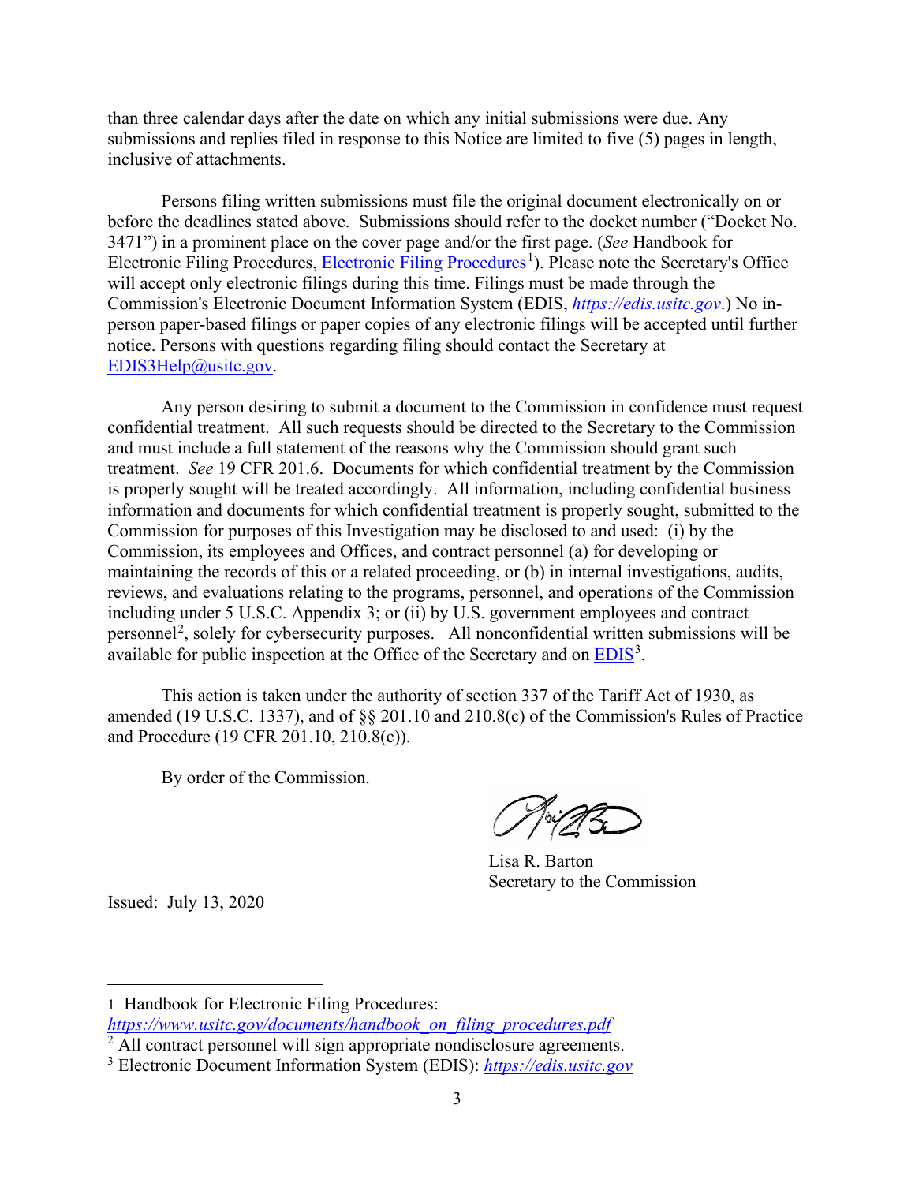than three calendar days after the date on which any initial submissions were due. Any submissions and replies filed in response to this Notice are limited to five (5) pages in length, inclusive of attachments.

Persons filing written submissions must file the original document electronically on or before the deadlines stated above. Submissions should refer to the docket number ("Docket No. 3471") in a prominent place on the cover page and/or the first page. (*See* Handbook for Electronic Filing Procedures, Electronic Filing Procedures[1]). Please note the Secretary's Office will accept only electronic filings during this time. Filings must be made through the Commission's Electronic Document Information System (EDIS, *https://edis.usitc.gov*.) No in-person paper-based filings or paper copies of any electronic filings will be accepted until further notice. Persons with questions regarding filing should contact the Secretary at EDIS3Help@usitc.gov.

Any person desiring to submit a document to the Commission in confidence must request confidential treatment. All such requests should be directed to the Secretary to the Commission and must include a full statement of the reasons why the Commission should grant such treatment. *See* 19 CFR 201.6. Documents for which confidential treatment by the Commission is properly sought will be treated accordingly. All information, including confidential business information and documents for which confidential treatment is properly sought, submitted to the Commission for purposes of this Investigation may be disclosed to and used: (i) by the Commission, its employees and Offices, and contract personnel (a) for developing or maintaining the records of this or a related proceeding, or (b) in internal investigations, audits, reviews, and evaluations relating to the programs, personnel, and operations of the Commission including under 5 U.S.C. Appendix 3; or (ii) by U.S. government employees and contract personnel[2], solely for cybersecurity purposes. All nonconfidential written submissions will be available for public inspection at the Office of the Secretary and on EDIS[3].

This action is taken under the authority of section 337 of the Tariff Act of 1930, as amended (19 U.S.C. 1337), and of §§ 201.10 and 210.8(c) of the Commission's Rules of Practice and Procedure (19 CFR 201.10, 210.8(c)).

By order of the Commission.

Lisa R. Barton
Secretary to the Commission

Issued: July 13, 2020

---

1 Handbook for Electronic Filing Procedures: *https://www.usitc.gov/documents/handbook_on_filing_procedures.pdf*

2 All contract personnel will sign appropriate nondisclosure agreements.

3 Electronic Document Information System (EDIS): *https://edis.usitc.gov*